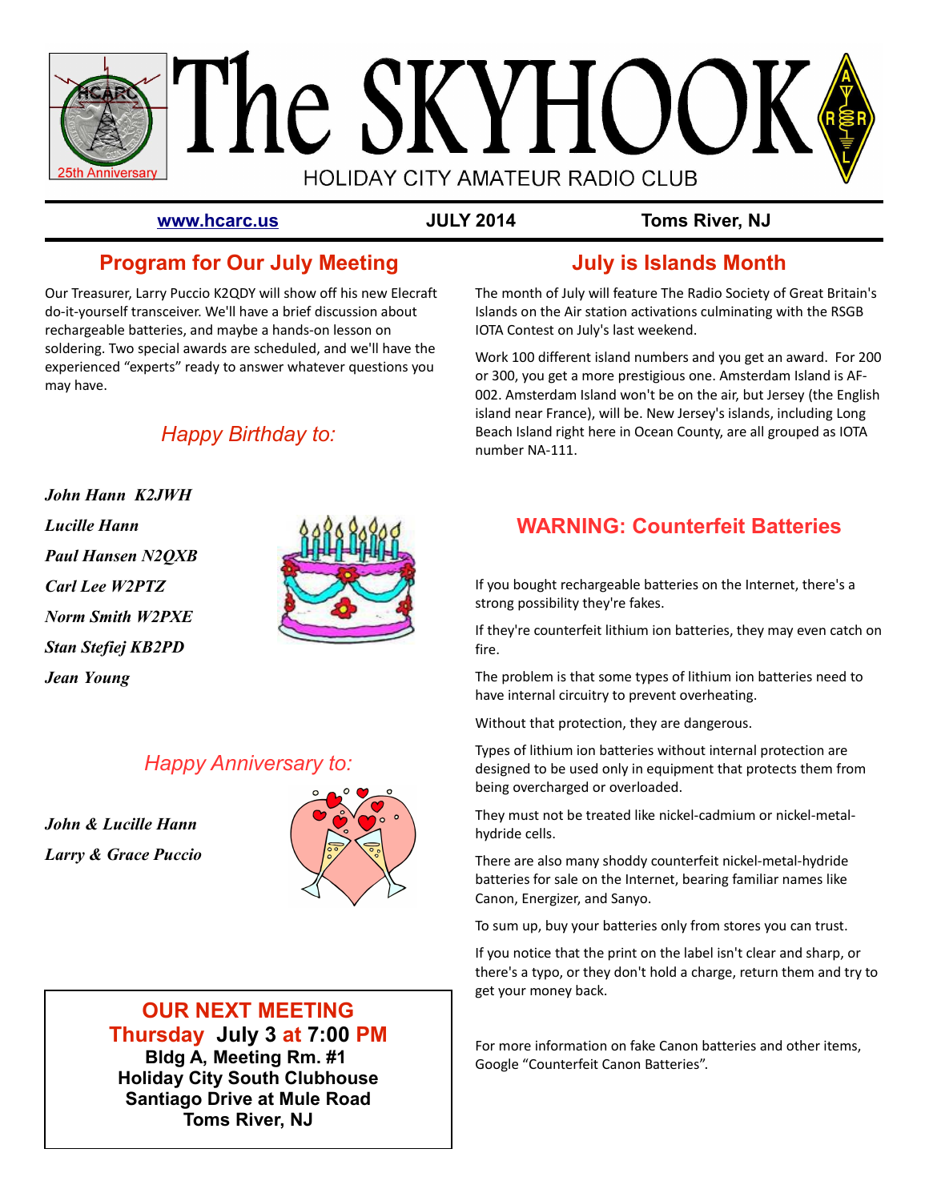# The SKYHOOK

HOLIDAY CITY AMATEUR RADIO CLUB

25th Anniversary

www.hcarc.us | JULY 2014 | Toms River, NJ

## Program for Our July Meeting

Our Treasurer, Larry Puccio K2QDY will show off his new Elecraft do-it-yourself transceiver. We'll have a brief discussion about rechargeable batteries, and maybe a hands-on lesson on soldering. Two special awards are scheduled, and we'll have the experienced "experts" ready to answer whatever questions you may have.

### *Happy Birthday to:*

***John Hann K2JWH***
***Lucille Hann***
***Paul Hansen N2QXB***
***Carl Lee W2PTZ***
***Norm Smith W2PXE***
***Stan Stefiej KB2PD***
***Jean Young***

### *Happy Anniversary to:*

***John & Lucille Hann***
***Larry & Grace Puccio***

**OUR NEXT MEETING**
**Thursday July 3 at 7:00 PM**
**Bldg A, Meeting Rm. #1**
**Holiday City South Clubhouse**
**Santiago Drive at Mule Road**
**Toms River, NJ**

## July is Islands Month

The month of July will feature The Radio Society of Great Britain's Islands on the Air station activations culminating with the RSGB IOTA Contest on July's last weekend.

Work 100 different island numbers and you get an award. For 200 or 300, you get a more prestigious one. Amsterdam Island is AF-002. Amsterdam Island won't be on the air, but Jersey (the English island near France), will be. New Jersey's islands, including Long Beach Island right here in Ocean County, are all grouped as IOTA number NA-111.

## WARNING: Counterfeit Batteries

If you bought rechargeable batteries on the Internet, there's a strong possibility they're fakes.

If they're counterfeit lithium ion batteries, they may even catch on fire.

The problem is that some types of lithium ion batteries need to have internal circuitry to prevent overheating.

Without that protection, they are dangerous.

Types of lithium ion batteries without internal protection are designed to be used only in equipment that protects them from being overcharged or overloaded.

They must not be treated like nickel-cadmium or nickel-metal-hydride cells.

There are also many shoddy counterfeit nickel-metal-hydride batteries for sale on the Internet, bearing familiar names like Canon, Energizer, and Sanyo.

To sum up, buy your batteries only from stores you can trust.

If you notice that the print on the label isn't clear and sharp, or there's a typo, or they don't hold a charge, return them and try to get your money back.

For more information on fake Canon batteries and other items, Google "Counterfeit Canon Batteries".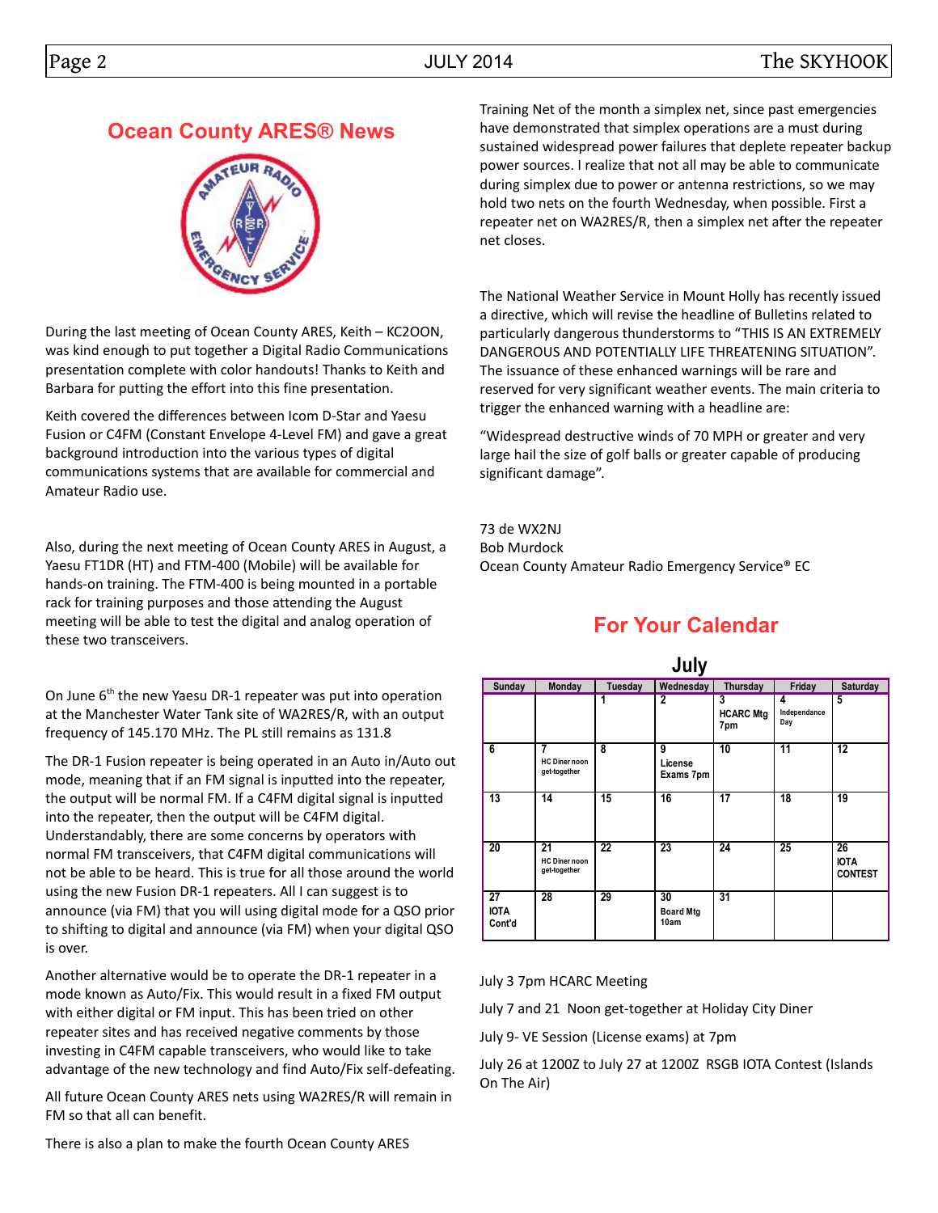## Ocean County ARES® News

During the last meeting of Ocean County ARES, Keith – KC2OON, was kind enough to put together a Digital Radio Communications presentation complete with color handouts! Thanks to Keith and Barbara for putting the effort into this fine presentation.

Keith covered the differences between Icom D-Star and Yaesu Fusion or C4FM (Constant Envelope 4-Level FM) and gave a great background introduction into the various types of digital communications systems that are available for commercial and Amateur Radio use.

Also, during the next meeting of Ocean County ARES in August, a Yaesu FT1DR (HT) and FTM-400 (Mobile) will be available for hands-on training. The FTM-400 is being mounted in a portable rack for training purposes and those attending the August meeting will be able to test the digital and analog operation of these two transceivers.

On June 6th the new Yaesu DR-1 repeater was put into operation at the Manchester Water Tank site of WA2RES/R, with an output frequency of 145.170 MHz. The PL still remains as 131.8

The DR-1 Fusion repeater is being operated in an Auto in/Auto out mode, meaning that if an FM signal is inputted into the repeater, the output will be normal FM. If a C4FM digital signal is inputted into the repeater, then the output will be C4FM digital. Understandably, there are some concerns by operators with normal FM transceivers, that C4FM digital communications will not be able to be heard. This is true for all those around the world using the new Fusion DR-1 repeaters. All I can suggest is to announce (via FM) that you will using digital mode for a QSO prior to shifting to digital and announce (via FM) when your digital QSO is over.

Another alternative would be to operate the DR-1 repeater in a mode known as Auto/Fix. This would result in a fixed FM output with either digital or FM input. This has been tried on other repeater sites and has received negative comments by those investing in C4FM capable transceivers, who would like to take advantage of the new technology and find Auto/Fix self-defeating.

All future Ocean County ARES nets using WA2RES/R will remain in FM so that all can benefit.

There is also a plan to make the fourth Ocean County ARES Training Net of the month a simplex net, since past emergencies have demonstrated that simplex operations are a must during sustained widespread power failures that deplete repeater backup power sources. I realize that not all may be able to communicate during simplex due to power or antenna restrictions, so we may hold two nets on the fourth Wednesday, when possible. First a repeater net on WA2RES/R, then a simplex net after the repeater net closes.

The National Weather Service in Mount Holly has recently issued a directive, which will revise the headline of Bulletins related to particularly dangerous thunderstorms to "THIS IS AN EXTREMELY DANGEROUS AND POTENTIALLY LIFE THREATENING SITUATION". The issuance of these enhanced warnings will be rare and reserved for very significant weather events. The main criteria to trigger the enhanced warning with a headline are:

"Widespread destructive winds of 70 MPH or greater and very large hail the size of golf balls or greater capable of producing significant damage".

73 de WX2NJ
Bob Murdock
Ocean County Amateur Radio Emergency Service® EC

## For Your Calendar

**July**

| Sunday | Monday | Tuesday | Wednesday | Thursday | Friday | Saturday |
|---|---|---|---|---|---|---|
| | | 1 | 2 | 3 HCARC Mtg 7pm | 4 Independance Day | 5 |
| 6 | 7 HC Diner noon get-together | 8 | 9 License Exams 7pm | 10 | 11 | 12 |
| 13 | 14 | 15 | 16 | 17 | 18 | 19 |
| 20 | 21 HC Diner noon get-together | 22 | 23 | 24 | 25 | 26 IOTA CONTEST |
| 27 IOTA Cont'd | 28 | 29 | 30 Board Mtg 10am | 31 | | |

July 3 7pm HCARC Meeting

July 7 and 21 Noon get-together at Holiday City Diner

July 9- VE Session (License exams) at 7pm

July 26 at 1200Z to July 27 at 1200Z RSGB IOTA Contest (Islands On The Air)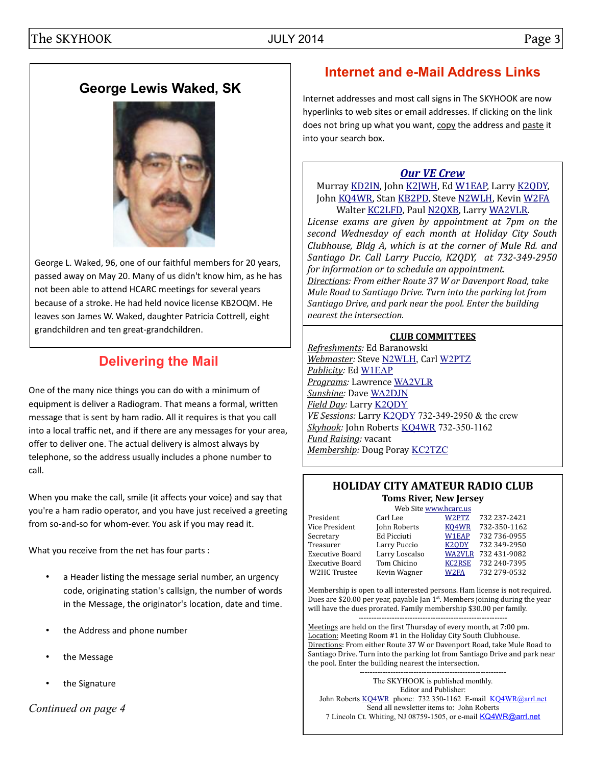## George Lewis Waked, SK

George L. Waked, 96, one of our faithful members for 20 years, passed away on May 20. Many of us didn't know him, as he has not been able to attend HCARC meetings for several years because of a stroke. He had held novice license KB2OQM. He leaves son James W. Waked, daughter Patricia Cottrell, eight grandchildren and ten great-grandchildren.

## Delivering the Mail

One of the many nice things you can do with a minimum of equipment is deliver a Radiogram. That means a formal, written message that is sent by ham radio. All it requires is that you call into a local traffic net, and if there are any messages for your area, offer to deliver one. The actual delivery is almost always by telephone, so the address usually includes a phone number to call.

When you make the call, smile (it affects your voice) and say that you're a ham radio operator, and you have just received a greeting from so-and-so for whom-ever. You ask if you may read it.

What you receive from the net has four parts :

- a Header listing the message serial number, an urgency code, originating station's callsign, the number of words in the Message, the originator's location, date and time.
- the Address and phone number
- the Message
- the Signature

*Continued on page 4*

## Internet and e-Mail Address Links

Internet addresses and most call signs in The SKYHOOK are now hyperlinks to web sites or email addresses. If clicking on the link does not bring up what you want, copy the address and paste it into your search box.

### *Our VE Crew*

Murray KD2IN, John K2JWH, Ed W1EAP, Larry K2QDY, John KQ4WR, Stan KB2PD, Steve N2WLH, Kevin W2FA Walter KC2LFD, Paul N2QXB, Larry WA2VLR.

*License exams are given by appointment at 7pm on the second Wednesday of each month at Holiday City South Clubhouse, Bldg A, which is at the corner of Mule Rd. and Santiago Dr. Call Larry Puccio, K2QDY, at 732-349-2950 for information or to schedule an appointment.*

*Directions: From either Route 37 W or Davenport Road, take Mule Road to Santiago Drive. Turn into the parking lot from Santiago Drive, and park near the pool. Enter the building nearest the intersection.*

### CLUB COMMITTEES

*Refreshments:* Ed Baranowski
*Webmaster:* Steve N2WLH, Carl W2PTZ
*Publicity:* Ed W1EAP
*Programs:* Lawrence WA2VLR
*Sunshine:* Dave WA2DJN
*Field Day:* Larry K2QDY
*VE Sessions:* Larry K2QDY 732-349-2950 & the crew
*Skyhook:* John Roberts KQ4WR 732-350-1162
*Fund Raising:* vacant
*Membership:* Doug Poray KC2TZC

### HOLIDAY CITY AMATEUR RADIO CLUB

**Toms River, New Jersey**

Web Site www.hcarc.us

| | | | |
|---|---|---|---|
| President | Carl Lee | W2PTZ | 732 237-2421 |
| Vice President | John Roberts | KQ4WR | 732-350-1162 |
| Secretary | Ed Picciuti | W1EAP | 732 736-0955 |
| Treasurer | Larry Puccio | K2QDY | 732 349-2950 |
| Executive Board | Larry Loscalso | WA2VLR | 732 431-9082 |
| Executive Board | Tom Chicino | KC2RSE | 732 240-7395 |
| W2HC Trustee | Kevin Wagner | W2FA | 732 279-0532 |

Membership is open to all interested persons. Ham license is not required. Dues are $20.00 per year, payable Jan 1st. Members joining during the year will have the dues prorated. Family membership $30.00 per family.

Meetings are held on the first Thursday of every month, at 7:00 pm.
Location: Meeting Room #1 in the Holiday City South Clubhouse.
Directions: From either Route 37 W or Davenport Road, take Mule Road to Santiago Drive. Turn into the parking lot from Santiago Drive and park near the pool. Enter the building nearest the intersection.

The SKYHOOK is published monthly.
Editor and Publisher:
John Roberts KQ4WR phone: 732 350-1162 E-mail KQ4WR@arrl.net
Send all newsletter items to: John Roberts
7 Lincoln Ct. Whiting, NJ 08759-1505, or e-mail KQ4WR@arrl.net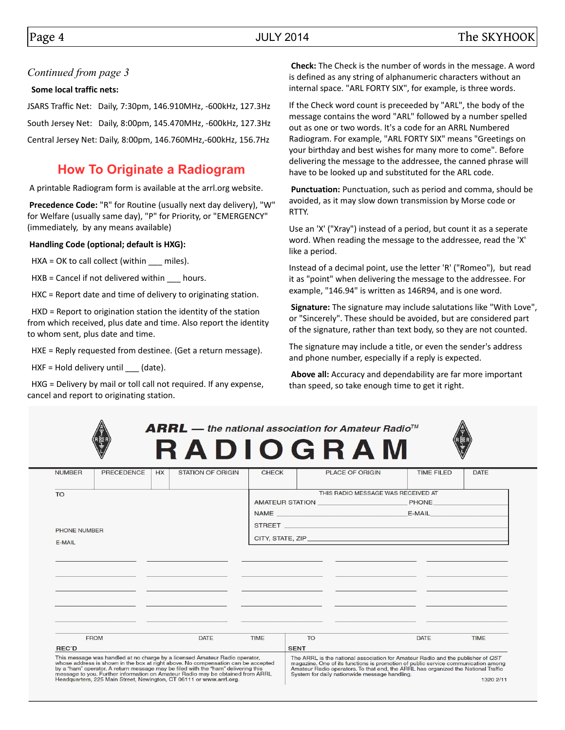*Continued from page 3*

**Some local traffic nets:**

JSARS Traffic Net: Daily, 7:30pm, 146.910MHz, -600kHz, 127.3Hz

South Jersey Net: Daily, 8:00pm, 145.470MHz, -600kHz, 127.3Hz

Central Jersey Net: Daily, 8:00pm, 146.760MHz,-600kHz, 156.7Hz

## How To Originate a Radiogram

A printable Radiogram form is available at the arrl.org website.

**Precedence Code:** "R" for Routine (usually next day delivery), "W" for Welfare (usually same day), "P" for Priority, or "EMERGENCY" (immediately, by any means available)

**Handling Code (optional; default is HXG):**

HXA = OK to call collect (within ___ miles).

HXB = Cancel if not delivered within ___ hours.

HXC = Report date and time of delivery to originating station.

HXD = Report to origination station the identity of the station from which received, plus date and time. Also report the identity to whom sent, plus date and time.

HXE = Reply requested from destinee. (Get a return message).

HXF = Hold delivery until ___ (date).

HXG = Delivery by mail or toll call not required. If any expense, cancel and report to originating station.

**Check:** The Check is the number of words in the message. A word is defined as any string of alphanumeric characters without an internal space. "ARL FORTY SIX", for example, is three words.

If the Check word count is preceeded by "ARL", the body of the message contains the word "ARL" followed by a number spelled out as one or two words. It's a code for an ARRL Numbered Radiogram. For example, "ARL FORTY SIX" means "Greetings on your birthday and best wishes for many more to come". Before delivering the message to the addressee, the canned phrase will have to be looked up and substituted for the ARL code.

**Punctuation:** Punctuation, such as period and comma, should be avoided, as it may slow down transmission by Morse code or RTTY.

Use an 'X' ("Xray") instead of a period, but count it as a seperate word. When reading the message to the addressee, read the 'X' like a period.

Instead of a decimal point, use the letter 'R' ("Romeo"), but read it as "point" when delivering the message to the addressee. For example, "146.94" is written as 146R94, and is one word.

**Signature:** The signature may include salutations like "With Love", or "Sincerely". These should be avoided, but are considered part of the signature, rather than text body, so they are not counted.

The signature may include a title, or even the sender's address and phone number, especially if a reply is expected.

**Above all:** Accuracy and dependability are far more important than speed, so take enough time to get it right.

**ARRL — the national association for Amateur Radio™**

# RADIOGRAM

| NUMBER | PRECEDENCE | HX | STATION OF ORIGIN | CHECK | PLACE OF ORIGIN | TIME FILED | DATE |
|---|---|---|---|---|---|---|---|
| | | | | | | | |

TO

PHONE NUMBER

E-MAIL

THIS RADIO MESSAGE WAS RECEIVED AT

AMATEUR STATION ______ PHONE ______

NAME ______ E-MAIL ______

STREET ______

CITY, STATE, ZIP ______

| REC'D | FROM | DATE | TIME | SENT | TO | DATE | TIME |
|---|---|---|---|---|---|---|---|
| | | | | | | | |

This message was handled at no charge by a licensed Amateur Radio operator, whose address is shown in the box at right above. No compensation can be accepted by a "ham" operator. A return message may be filed with the "ham" delivering this message to you. Further information on Amateur Radio may be obtained from ARRL Headquarters, 225 Main Street, Newington, CT 06111 or www.arrl.org.

The ARRL is the national association for Amateur Radio and the publisher of *QST* magazine. One of its functions is promotion of public service communication among Amateur Radio operators. To that end, the ARRL has organized the National Traffic System for daily nationwide message handling.

1320 2/11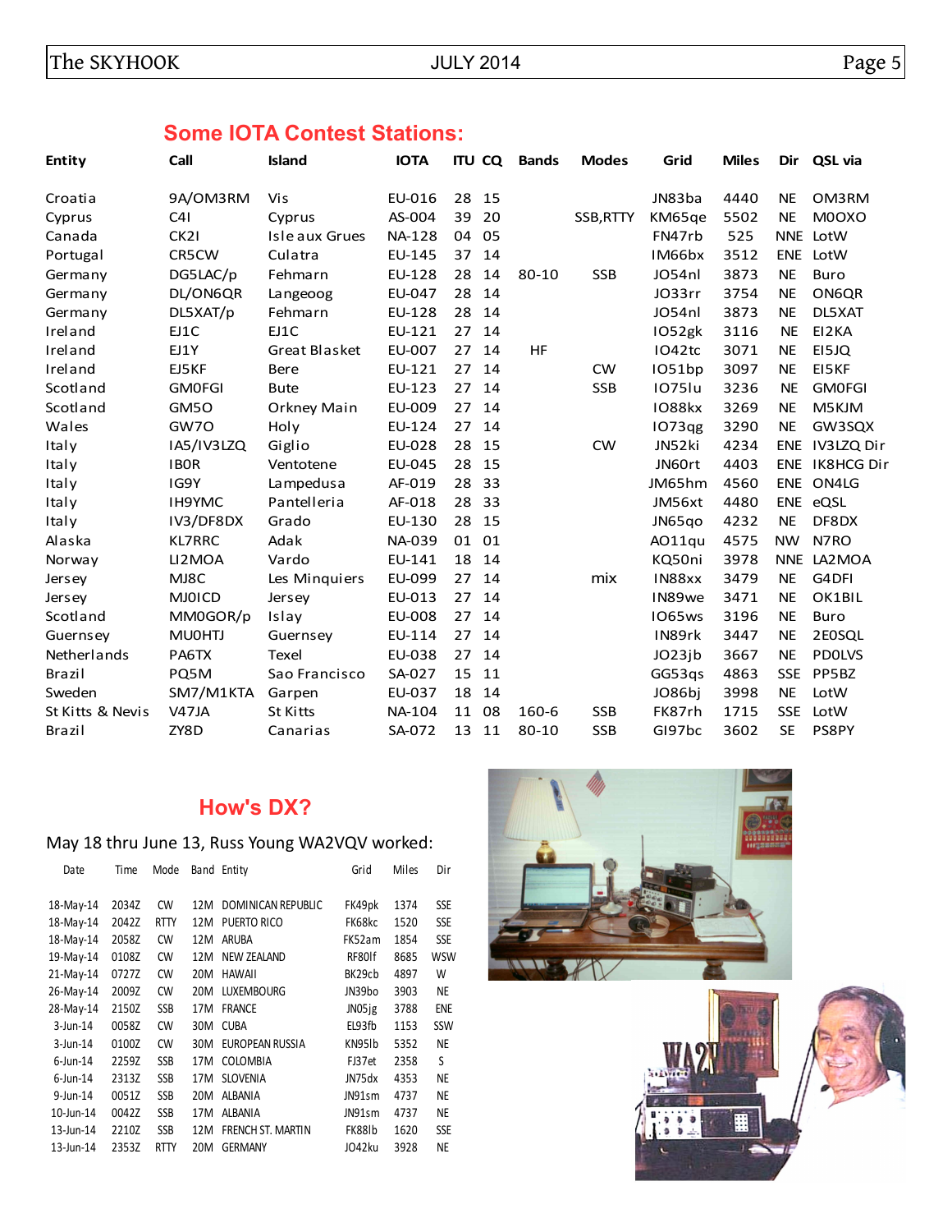## Some IOTA Contest Stations:

| Entity | Call | Island | IOTA | ITU | CQ | Bands | Modes | Grid | Miles | Dir | QSL via |
|---|---|---|---|---|---|---|---|---|---|---|---|
| Croatia | 9A/OM3RM | Vis | EU-016 | 28 | 15 | | | JN83ba | 4440 | NE | OM3RM |
| Cyprus | C4I | Cyprus | AS-004 | 39 | 20 | | SSB,RTTY | KM65qe | 5502 | NE | M0OXO |
| Canada | CK2I | Isle aux Grues | NA-128 | 04 | 05 | | | FN47rb | 525 | NNE | LotW |
| Portugal | CR5CW | Culatra | EU-145 | 37 | 14 | | | IM66bx | 3512 | ENE | LotW |
| Germany | DG5LAC/p | Fehmarn | EU-128 | 28 | 14 | 80-10 | SSB | JO54nl | 3873 | NE | Buro |
| Germany | DL/ON6QR | Langeoog | EU-047 | 28 | 14 | | | JO33rr | 3754 | NE | ON6QR |
| Germany | DL5XAT/p | Fehmarn | EU-128 | 28 | 14 | | | JO54nl | 3873 | NE | DL5XAT |
| Ireland | EJ1C | EJ1C | EU-121 | 27 | 14 | | | IO52gk | 3116 | NE | EI2KA |
| Ireland | EJ1Y | Great Blasket | EU-007 | 27 | 14 | HF | | IO42tc | 3071 | NE | EI5JQ |
| Ireland | EJ5KF | Bere | EU-121 | 27 | 14 | | CW | IO51bp | 3097 | NE | EI5KF |
| Scotland | GM0FGI | Bute | EU-123 | 27 | 14 | | SSB | IO75lu | 3236 | NE | GM0FGI |
| Scotland | GM5O | Orkney Main | EU-009 | 27 | 14 | | | IO88kx | 3269 | NE | M5KJM |
| Wales | GW7O | Holy | EU-124 | 27 | 14 | | | IO73qg | 3290 | NE | GW3SQX |
| Italy | IA5/IV3LZQ | Giglio | EU-028 | 28 | 15 | | CW | JN52ki | 4234 | ENE | IV3LZQ Dir |
| Italy | IB0R | Ventotene | EU-045 | 28 | 15 | | | JN60rt | 4403 | ENE | IK8HCG Dir |
| Italy | IG9Y | Lampedusa | AF-019 | 28 | 33 | | | JM65hm | 4560 | ENE | ON4LG |
| Italy | IH9YMC | Pantelleria | AF-018 | 28 | 33 | | | JM56xt | 4480 | ENE | eQSL |
| Italy | IV3/DF8DX | Grado | EU-130 | 28 | 15 | | | JN65qo | 4232 | NE | DF8DX |
| Alaska | KL7RRC | Adak | NA-039 | 01 | 01 | | | AO11qu | 4575 | NW | N7RO |
| Norway | LI2MOA | Vardo | EU-141 | 18 | 14 | | | KQ50ni | 3978 | NNE | LA2MOA |
| Jersey | MJ8C | Les Minquiers | EU-099 | 27 | 14 | | mix | IN88xx | 3479 | NE | G4DFI |
| Jersey | MJ0ICD | Jersey | EU-013 | 27 | 14 | | | IN89we | 3471 | NE | OK1BIL |
| Scotland | MM0GOR/p | Islay | EU-008 | 27 | 14 | | | IO65ws | 3196 | NE | Buro |
| Guernsey | MU0HTJ | Guernsey | EU-114 | 27 | 14 | | | IN89rk | 3447 | NE | 2E0SQL |
| Netherlands | PA6TX | Texel | EU-038 | 27 | 14 | | | JO23jb | 3667 | NE | PD0LVS |
| Brazil | PQ5M | Sao Francisco | SA-027 | 15 | 11 | | | GG53qs | 4863 | SSE | PP5BZ |
| Sweden | SM7/M1KTA | Garpen | EU-037 | 18 | 14 | | | JO86bj | 3998 | NE | LotW |
| St Kitts & Nevis | V47JA | St Kitts | NA-104 | 11 | 08 | 160-6 | SSB | FK87rh | 1715 | SSE | LotW |
| Brazil | ZY8D | Canarias | SA-072 | 13 | 11 | 80-10 | SSB | GI97bc | 3602 | SE | PS8PY |

## How's DX?

May 18 thru June 13, Russ Young WA2VQV worked:

| Date | Time | Mode | Band | Entity | Grid | Miles | Dir |
|---|---|---|---|---|---|---|---|
| 18-May-14 | 2034Z | CW | 12M | DOMINICAN REPUBLIC | FK49pk | 1374 | SSE |
| 18-May-14 | 2042Z | RTTY | 12M | PUERTO RICO | FK68kc | 1520 | SSE |
| 18-May-14 | 2058Z | CW | 12M | ARUBA | FK52am | 1854 | SSE |
| 19-May-14 | 0108Z | CW | 12M | NEW ZEALAND | RF80lf | 8685 | WSW |
| 21-May-14 | 0727Z | CW | 20M | HAWAII | BK29cb | 4897 | W |
| 26-May-14 | 2009Z | CW | 20M | LUXEMBOURG | JN39bo | 3903 | NE |
| 28-May-14 | 2150Z | SSB | 17M | FRANCE | JN05jg | 3788 | ENE |
| 3-Jun-14 | 0058Z | CW | 30M | CUBA | EL93fb | 1153 | SSW |
| 3-Jun-14 | 0100Z | CW | 30M | EUROPEAN RUSSIA | KN95lb | 5352 | NE |
| 6-Jun-14 | 2259Z | SSB | 17M | COLOMBIA | FJ37et | 2358 | S |
| 6-Jun-14 | 2313Z | SSB | 17M | SLOVENIA | JN75dx | 4353 | NE |
| 9-Jun-14 | 0051Z | SSB | 20M | ALBANIA | JN91sm | 4737 | NE |
| 10-Jun-14 | 0042Z | SSB | 17M | ALBANIA | JN91sm | 4737 | NE |
| 13-Jun-14 | 2210Z | SSB | 12M | FRENCH ST. MARTIN | FK88lb | 1620 | SSE |
| 13-Jun-14 | 2353Z | RTTY | 20M | GERMANY | JO42ku | 3928 | NE |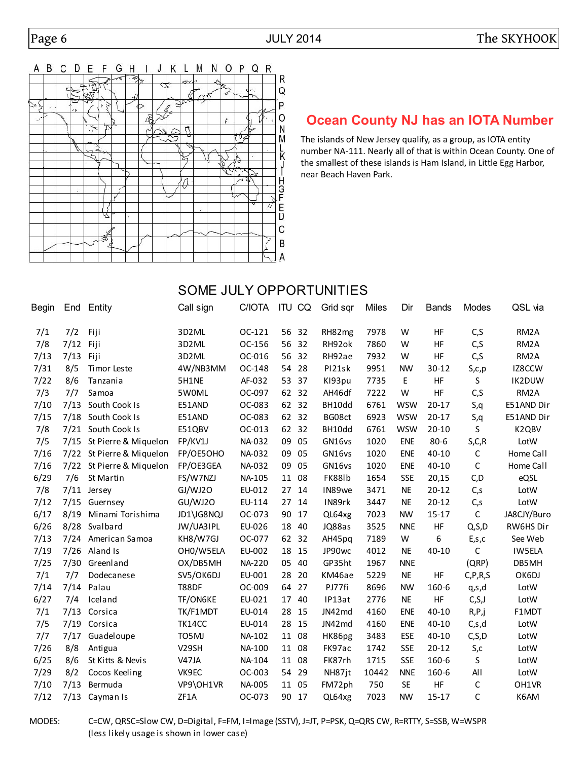## Ocean County NJ has an IOTA Number

The islands of New Jersey qualify, as a group, as IOTA entity number NA-111. Nearly all of that is within Ocean County. One of the smallest of these islands is Ham Island, in Little Egg Harbor, near Beach Haven Park.

## SOME JULY OPPORTUNITIES

| Begin | End | Entity | Call sign | C/IOTA | ITU | CQ | Grid sqr | Miles | Dir | Bands | Modes | QSL via |
|---|---|---|---|---|---|---|---|---|---|---|---|---|
| 7/1 | 7/2 | Fiji | 3D2ML | OC-121 | 56 | 32 | RH82mg | 7978 | W | HF | C,S | RM2A |
| 7/8 | 7/12 | Fiji | 3D2ML | OC-156 | 56 | 32 | RH92ok | 7860 | W | HF | C,S | RM2A |
| 7/13 | 7/13 | Fiji | 3D2ML | OC-016 | 56 | 32 | RH92ae | 7932 | W | HF | C,S | RM2A |
| 7/31 | 8/5 | Timor Leste | 4W/NB3MM | OC-148 | 54 | 28 | PI21sk | 9951 | NW | 30-12 | S,c,p | IZ8CCW |
| 7/22 | 8/6 | Tanzania | 5H1NE | AF-032 | 53 | 37 | KI93pu | 7735 | E | HF | S | IK2DUW |
| 7/3 | 7/7 | Samoa | 5W0ML | OC-097 | 62 | 32 | AH46df | 7222 | W | HF | C,S | RM2A |
| 7/10 | 7/13 | South Cook Is | E51AND | OC-083 | 62 | 32 | BH10dd | 6761 | WSW | 20-17 | S,q | E51AND Dir |
| 7/15 | 7/18 | South Cook Is | E51AND | OC-083 | 62 | 32 | BG08ct | 6923 | WSW | 20-17 | S,q | E51AND Dir |
| 7/8 | 7/21 | South Cook Is | E51QBV | OC-013 | 62 | 32 | BH10dd | 6761 | WSW | 20-10 | S | K2QBV |
| 7/5 | 7/15 | St Pierre & Miquelon | FP/KV1J | NA-032 | 09 | 05 | GN16vs | 1020 | ENE | 80-6 | S,C,R | LotW |
| 7/16 | 7/22 | St Pierre & Miquelon | FP/OE5OHO | NA-032 | 09 | 05 | GN16vs | 1020 | ENE | 40-10 | C | Home Call |
| 7/16 | 7/22 | St Pierre & Miquelon | FP/OE3GEA | NA-032 | 09 | 05 | GN16vs | 1020 | ENE | 40-10 | C | Home Call |
| 6/29 | 7/6 | St Martin | FS/W7NZJ | NA-105 | 11 | 08 | FK88lb | 1654 | SSE | 20,15 | C,D | eQSL |
| 7/8 | 7/11 | Jersey | GJ/WJ2O | EU-012 | 27 | 14 | IN89we | 3471 | NE | 20-12 | C,s | LotW |
| 7/12 | 7/15 | Guernsey | GU/WJ2O | EU-114 | 27 | 14 | IN89rk | 3447 | NE | 20-12 | C,s | LotW |
| 6/17 | 8/19 | Minami Torishima | JD1\JG8NQJ | OC-073 | 90 | 17 | QL64xg | 7023 | NW | 15-17 | C | JA8CJY/Buro |
| 6/26 | 8/28 | Svalbard | JW/UA3IPL | EU-026 | 18 | 40 | JQ88as | 3525 | NNE | HF | Q,S,D | RW6HS Dir |
| 7/13 | 7/24 | American Samoa | KH8/W7GJ | OC-077 | 62 | 32 | AH45pq | 7189 | W | 6 | E,s,c | See Web |
| 7/19 | 7/26 | Aland Is | OH0/W5ELA | EU-002 | 18 | 15 | JP90wc | 4012 | NE | 40-10 | C | IW5ELA |
| 7/25 | 7/30 | Greenland | OX/DB5MH | NA-220 | 05 | 40 | GP35ht | 1967 | NNE | | (QRP) | DB5MH |
| 7/1 | 7/7 | Dodecanese | SV5/OK6DJ | EU-001 | 28 | 20 | KM46ae | 5229 | NE | HF | C,P,R,S | OK6DJ |
| 7/14 | 7/14 | Palau | T88DF | OC-009 | 64 | 27 | PJ77fi | 8696 | NW | 160-6 | q,s,d | LotW |
| 6/27 | 7/4 | Iceland | TF/ON6KE | EU-021 | 17 | 40 | IP13at | 2776 | NE | HF | C,S,J | LotW |
| 7/1 | 7/13 | Corsica | TK/F1MDT | EU-014 | 28 | 15 | JN42md | 4160 | ENE | 40-10 | R,P,j | F1MDT |
| 7/5 | 7/19 | Corsica | TK14CC | EU-014 | 28 | 15 | JN42md | 4160 | ENE | 40-10 | C,s,d | LotW |
| 7/7 | 7/17 | Guadeloupe | TO5MJ | NA-102 | 11 | 08 | HK86pg | 3483 | ESE | 40-10 | C,S,D | LotW |
| 7/26 | 8/8 | Antigua | V29SH | NA-100 | 11 | 08 | FK97ac | 1742 | SSE | 20-12 | S,c | LotW |
| 6/25 | 8/6 | St Kitts & Nevis | V47JA | NA-104 | 11 | 08 | FK87rh | 1715 | SSE | 160-6 | S | LotW |
| 7/29 | 8/2 | Cocos Keeling | VK9EC | OC-003 | 54 | 29 | NH87jt | 10442 | NNE | 160-6 | All | LotW |
| 7/10 | 7/13 | Bermuda | VP9\OH1VR | NA-005 | 11 | 05 | FM72ph | 750 | SE | HF | C | OH1VR |
| 7/12 | 7/13 | Cayman Is | ZF1A | OC-073 | 90 | 17 | QL64xg | 7023 | NW | 15-17 | C | K6AM |

MODES: C=CW, QRSC=Slow CW, D=Digital, F=FM, I=Image (SSTV), J=JT, P=PSK, Q=QRS CW, R=RTTY, S=SSB, W=WSPR
(less likely usage is shown in lower case)